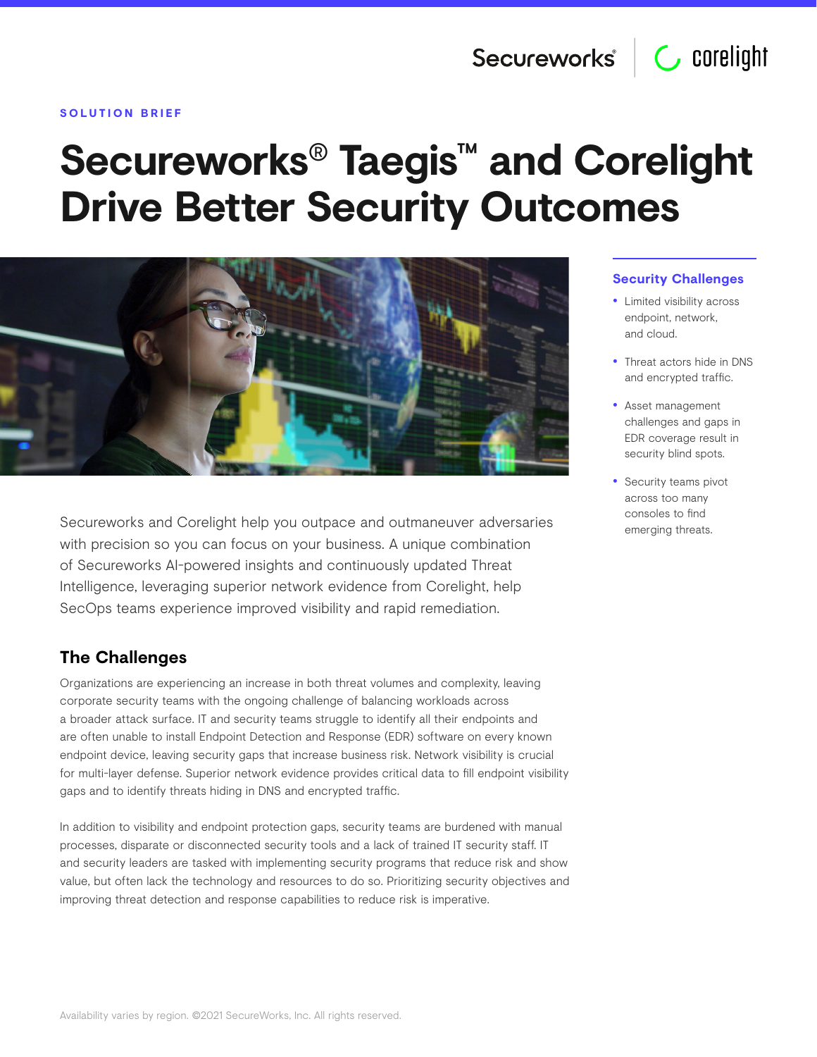SOLUTION BRIEF

# Secureworks® Taegis™ and Corelight Drive Better Security Outcomes

Secureworks and Corelight help you outpace and outmaneuver adversaries with precision so you can focus on your business. A unique combination of Secureworks AI-powered insights and continuously updated Threat Intelligence, leveraging superior network evidence from Corelight, help SecOps teams experience improved visibility and rapid remediation.

## The Challenges

Organizations are experiencing an increase in both threat volumes and complexity, leaving corporate security teams with the ongoing challenge of balancing workloads across a broader attack surface. IT and security teams struggle to identify all their endpoints and are often unable to install Endpoint Detection and Response (EDR) software on every known endpoint device, leaving security gaps that increase business risk. Network visibility is crucial for multi-layer defense. Superior network evidence provides critical data to fill endpoint visibility gaps and to identify threats hiding in DNS and encrypted traffic.

In addition to visibility and endpoint protection gaps, security teams are burdened with manual processes, disparate or disconnected security tools and a lack of trained IT security staff. IT and security leaders are tasked with implementing security programs that reduce risk and show value, but often lack the technology and resources to do so. Prioritizing security objectives and improving threat detection and response capabilities to reduce risk is imperative.

### Security Challenges

- Limited visibility across endpoint, network, and cloud.
- Threat actors hide in DNS and encrypted traffic.
- Asset management challenges and gaps in EDR coverage result in security blind spots.
- Security teams pivot across too many consoles to find emerging threats.

Availability varies by region. ©2021 SecureWorks, Inc. All rights reserved.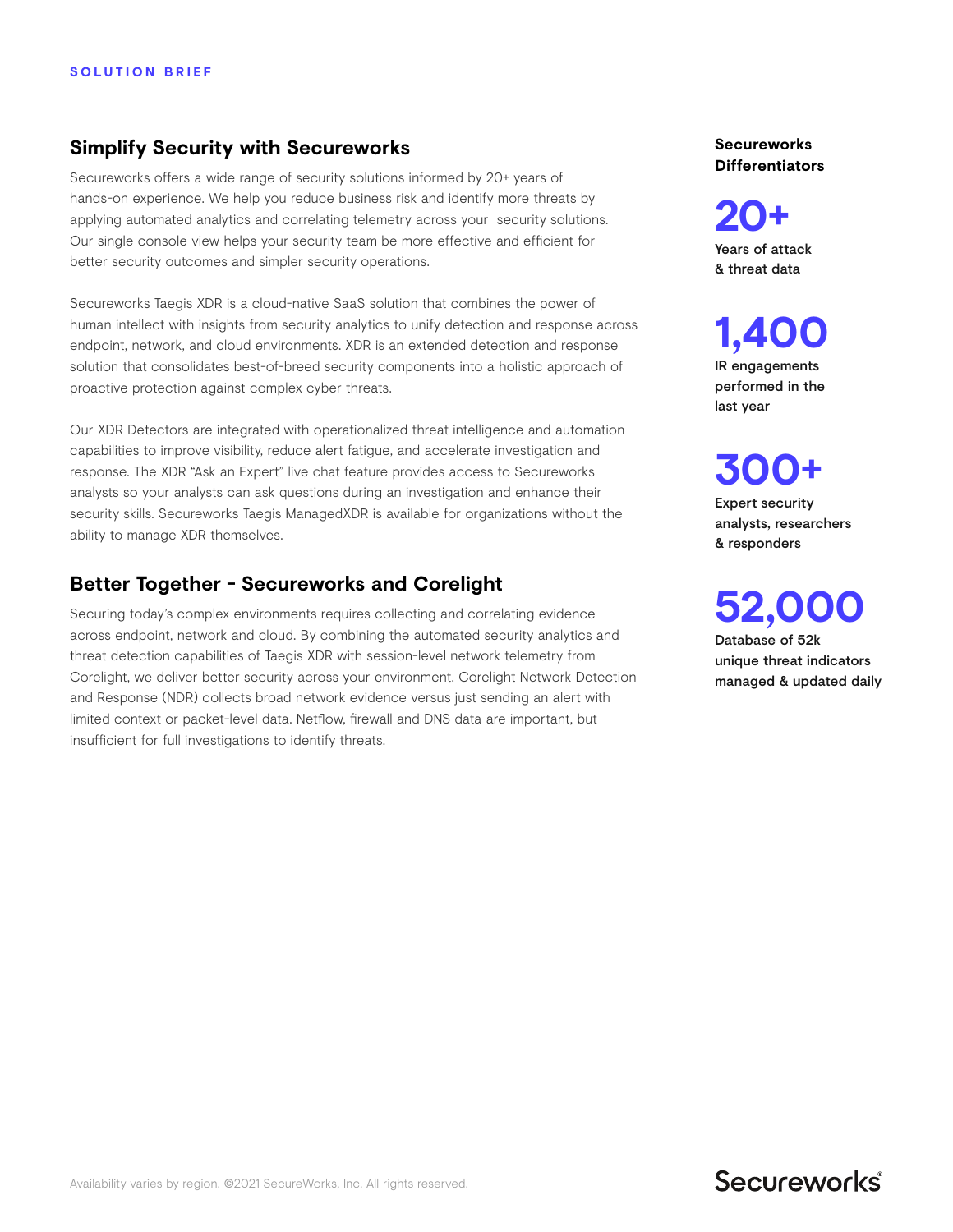SOLUTION BRIEF

## Simplify Security with Secureworks

Secureworks offers a wide range of security solutions informed by 20+ years of hands-on experience. We help you reduce business risk and identify more threats by applying automated analytics and correlating telemetry across your security solutions. Our single console view helps your security team be more effective and efficient for better security outcomes and simpler security operations.

Secureworks Taegis XDR is a cloud-native SaaS solution that combines the power of human intellect with insights from security analytics to unify detection and response across endpoint, network, and cloud environments. XDR is an extended detection and response solution that consolidates best-of-breed security components into a holistic approach of proactive protection against complex cyber threats.

Our XDR Detectors are integrated with operationalized threat intelligence and automation capabilities to improve visibility, reduce alert fatigue, and accelerate investigation and response. The XDR "Ask an Expert" live chat feature provides access to Secureworks analysts so your analysts can ask questions during an investigation and enhance their security skills. Secureworks Taegis ManagedXDR is available for organizations without the ability to manage XDR themselves.

## Better Together - Secureworks and Corelight

Securing today's complex environments requires collecting and correlating evidence across endpoint, network and cloud. By combining the automated security analytics and threat detection capabilities of Taegis XDR with session-level network telemetry from Corelight, we deliver better security across your environment. Corelight Network Detection and Response (NDR) collects broad network evidence versus just sending an alert with limited context or packet-level data. Netflow, firewall and DNS data are important, but insufficient for full investigations to identify threats.

### Secureworks Differentiators

**20+**
Years of attack & threat data

**1,400**
IR engagements performed in the last year

**300+**
Expert security analysts, researchers & responders

**52,000**
Database of 52k unique threat indicators managed & updated daily

Availability varies by region. ©2021 SecureWorks, Inc. All rights reserved.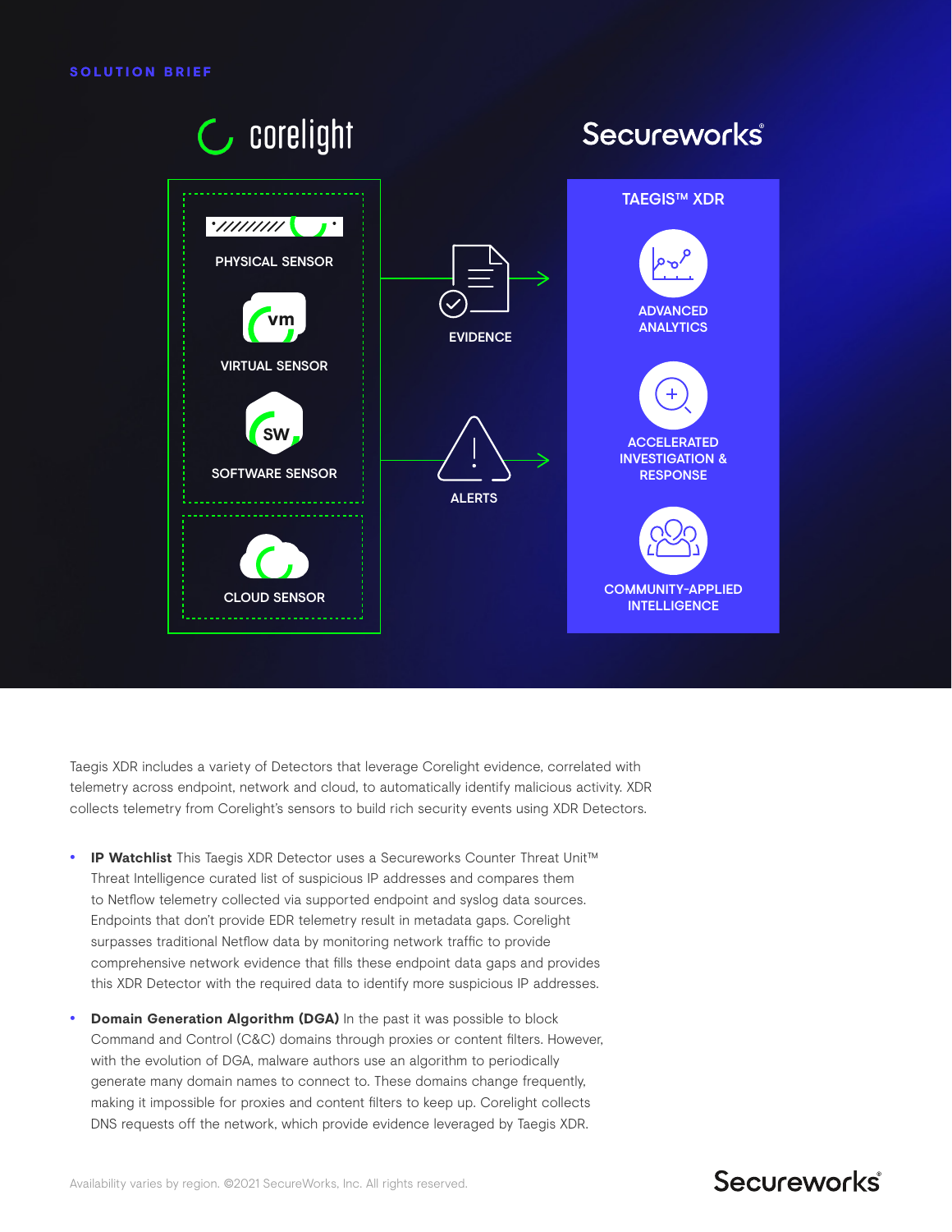SOLUTION BRIEF

corelight

Secureworks

PHYSICAL SENSOR

VIRTUAL SENSOR

SOFTWARE SENSOR

CLOUD SENSOR

EVIDENCE

ALERTS

TAEGIS™ XDR

ADVANCED ANALYTICS

ACCELERATED INVESTIGATION & RESPONSE

COMMUNITY-APPLIED INTELLIGENCE

Taegis XDR includes a variety of Detectors that leverage Corelight evidence, correlated with telemetry across endpoint, network and cloud, to automatically identify malicious activity. XDR collects telemetry from Corelight's sensors to build rich security events using XDR Detectors.

- **IP Watchlist** This Taegis XDR Detector uses a Secureworks Counter Threat Unit™ Threat Intelligence curated list of suspicious IP addresses and compares them to Netflow telemetry collected via supported endpoint and syslog data sources. Endpoints that don't provide EDR telemetry result in metadata gaps. Corelight surpasses traditional Netflow data by monitoring network traffic to provide comprehensive network evidence that fills these endpoint data gaps and provides this XDR Detector with the required data to identify more suspicious IP addresses.
- **Domain Generation Algorithm (DGA)** In the past it was possible to block Command and Control (C&C) domains through proxies or content filters. However, with the evolution of DGA, malware authors use an algorithm to periodically generate many domain names to connect to. These domains change frequently, making it impossible for proxies and content filters to keep up. Corelight collects DNS requests off the network, which provide evidence leveraged by Taegis XDR.

Availability varies by region. ©2021 SecureWorks, Inc. All rights reserved.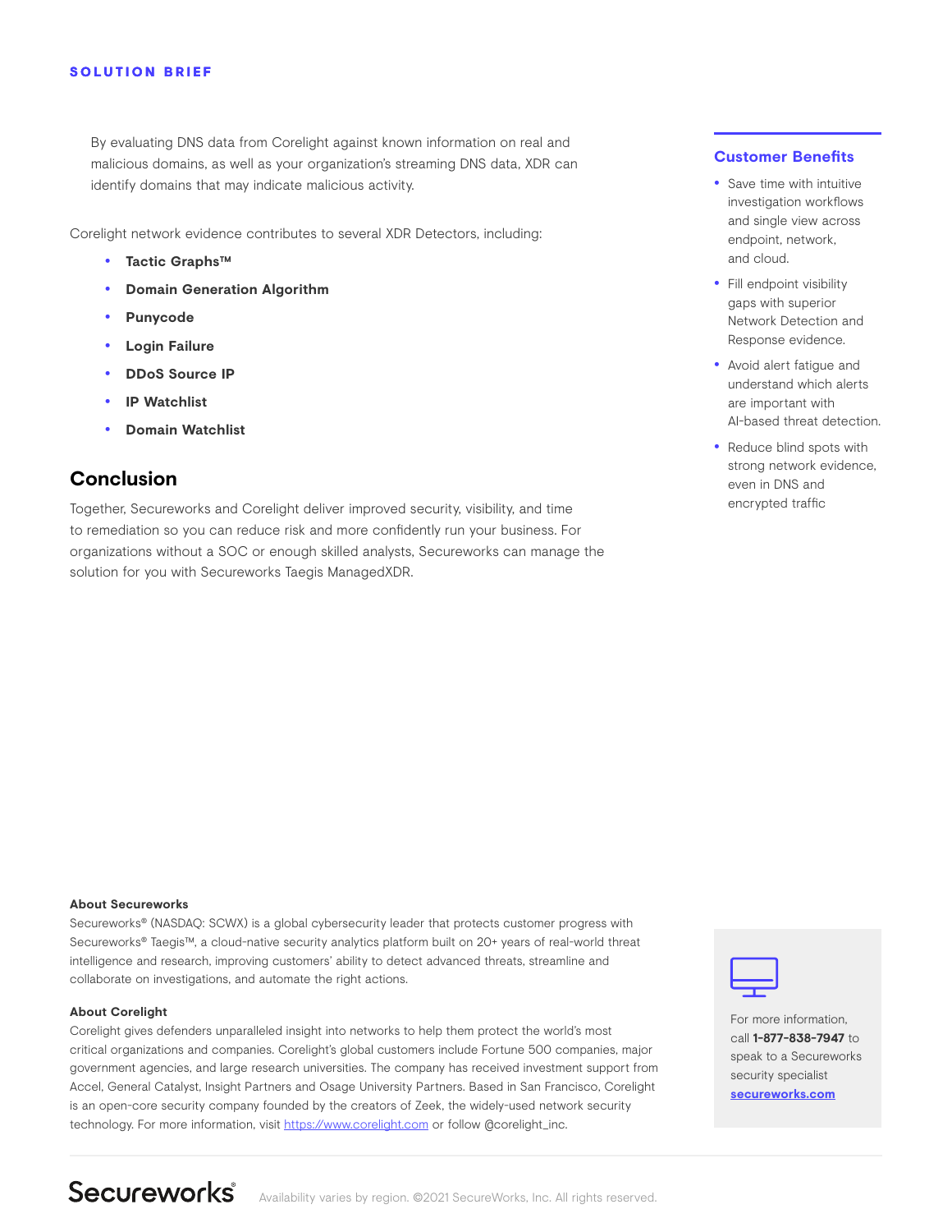**SOLUTION BRIEF**

By evaluating DNS data from Corelight against known information on real and malicious domains, as well as your organization's streaming DNS data, XDR can identify domains that may indicate malicious activity.

Corelight network evidence contributes to several XDR Detectors, including:

- **Tactic Graphs™**
- **Domain Generation Algorithm**
- **Punycode**
- **Login Failure**
- **DDoS Source IP**
- **IP Watchlist**
- **Domain Watchlist**

## Conclusion

Together, Secureworks and Corelight deliver improved security, visibility, and time to remediation so you can reduce risk and more confidently run your business. For organizations without a SOC or enough skilled analysts, Secureworks can manage the solution for you with Secureworks Taegis ManagedXDR.

### Customer Benefits

- Save time with intuitive investigation workflows and single view across endpoint, network, and cloud.
- Fill endpoint visibility gaps with superior Network Detection and Response evidence.
- Avoid alert fatigue and understand which alerts are important with AI-based threat detection.
- Reduce blind spots with strong network evidence, even in DNS and encrypted traffic

**About Secureworks**

Secureworks® (NASDAQ: SCWX) is a global cybersecurity leader that protects customer progress with Secureworks® Taegis™, a cloud-native security analytics platform built on 20+ years of real-world threat intelligence and research, improving customers' ability to detect advanced threats, streamline and collaborate on investigations, and automate the right actions.

**About Corelight**

Corelight gives defenders unparalleled insight into networks to help them protect the world's most critical organizations and companies. Corelight's global customers include Fortune 500 companies, major government agencies, and large research universities. The company has received investment support from Accel, General Catalyst, Insight Partners and Osage University Partners. Based in San Francisco, Corelight is an open-core security company founded by the creators of Zeek, the widely-used network security technology. For more information, visit https://www.corelight.com or follow @corelight_inc.

For more information, call **1-877-838-7947** to speak to a Secureworks security specialist
**secureworks.com**

Secureworks®

Availability varies by region. ©2021 SecureWorks, Inc. All rights reserved.